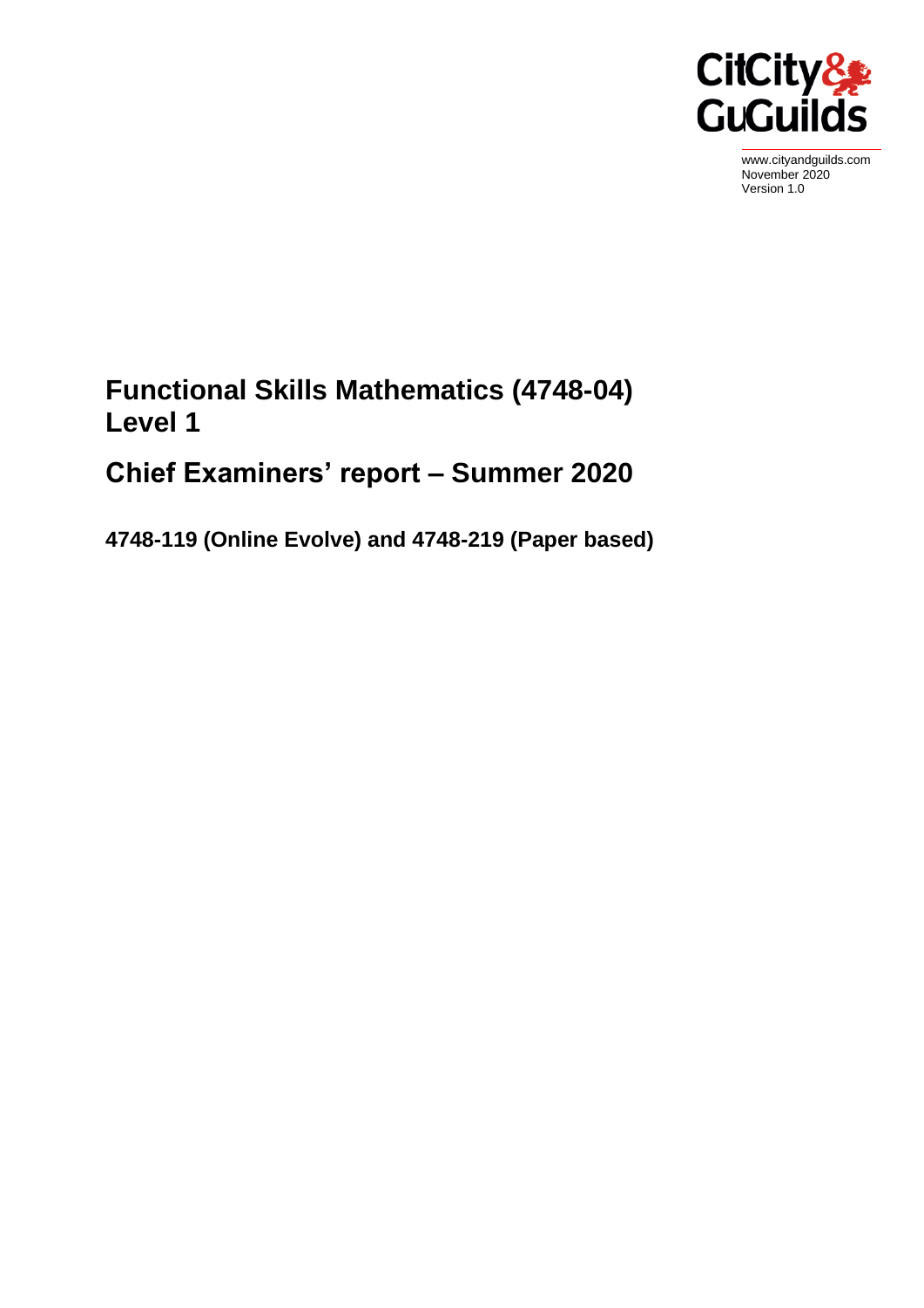www.cityandguilds.com
November 2020
Version 1.0

# Functional Skills Mathematics (4748-04) Level 1

# Chief Examiners' report – Summer 2020

**4748-119 (Online Evolve) and 4748-219 (Paper based)**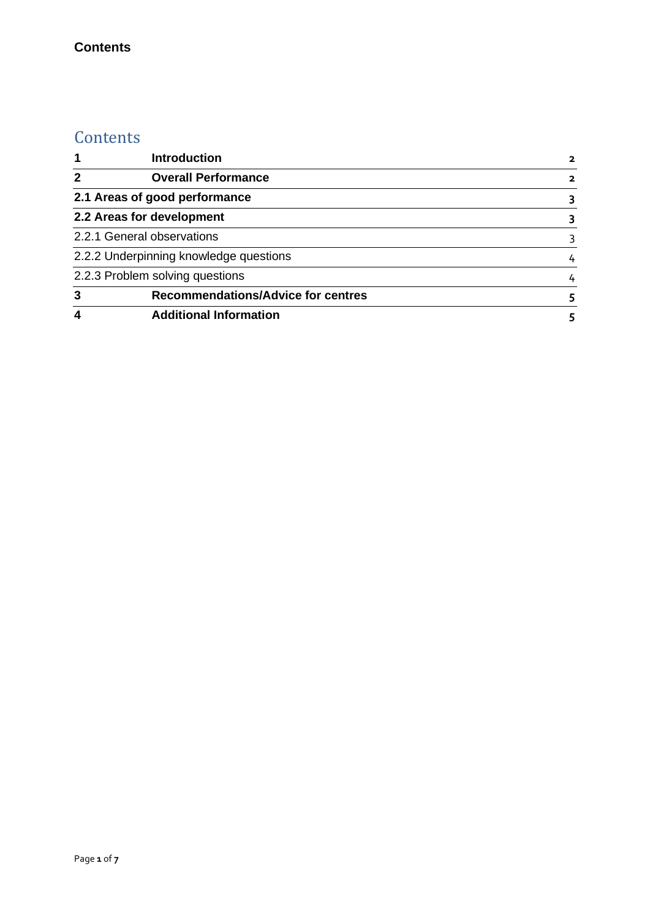**Contents**

## Contents

| | | |
|---|---|---|
| **1** | **Introduction** | **2** |
| **2** | **Overall Performance** | **2** |
| **2.1 Areas of good performance** | | **3** |
| **2.2 Areas for development** | | **3** |
| 2.2.1 General observations | | 3 |
| 2.2.2 Underpinning knowledge questions | | 4 |
| 2.2.3 Problem solving questions | | 4 |
| **3** | **Recommendations/Advice for centres** | **5** |
| **4** | **Additional Information** | **5** |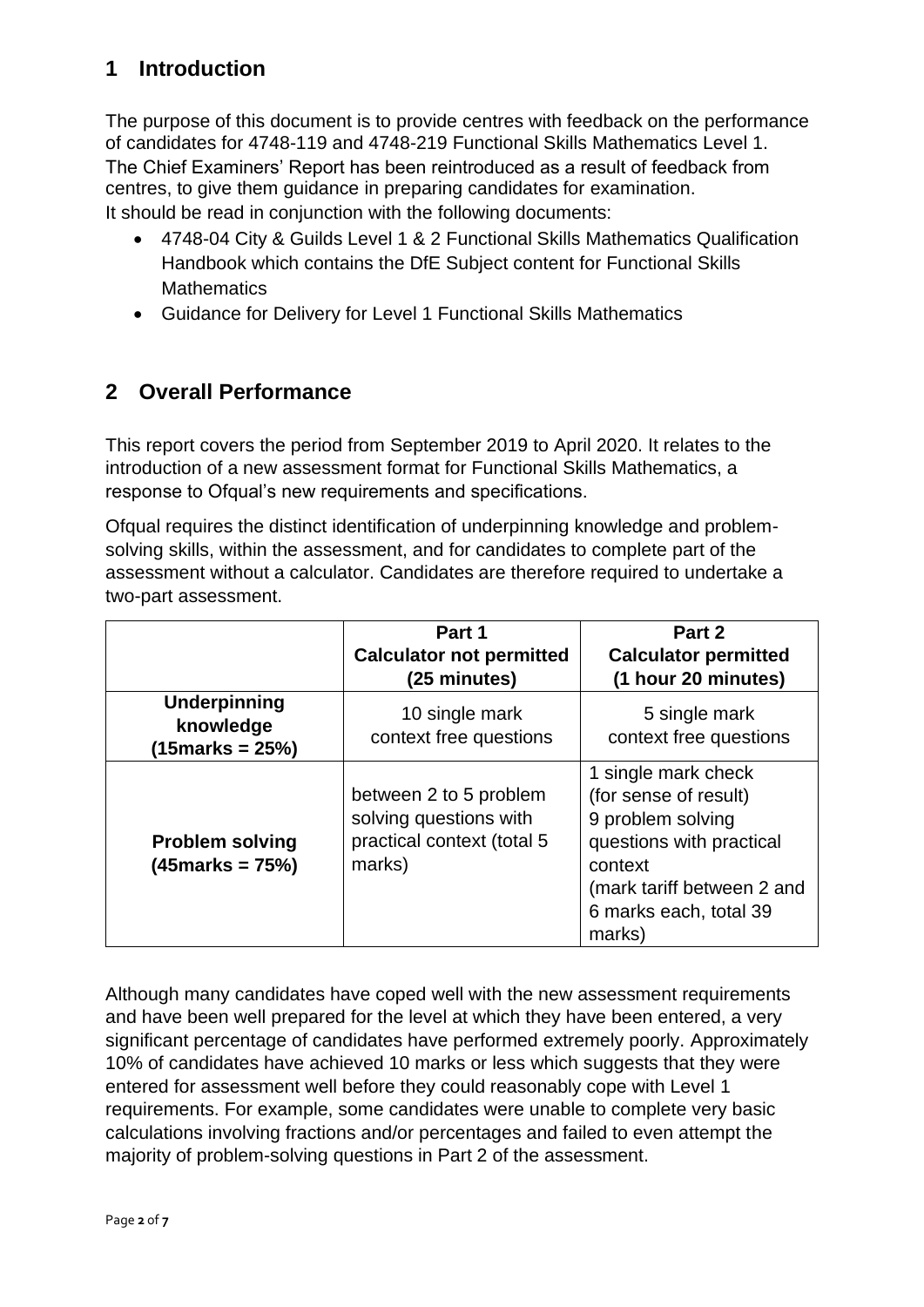## 1 Introduction

The purpose of this document is to provide centres with feedback on the performance of candidates for 4748-119 and 4748-219 Functional Skills Mathematics Level 1.
The Chief Examiners' Report has been reintroduced as a result of feedback from centres, to give them guidance in preparing candidates for examination.
It should be read in conjunction with the following documents:

- 4748-04 City & Guilds Level 1 & 2 Functional Skills Mathematics Qualification Handbook which contains the DfE Subject content for Functional Skills Mathematics
- Guidance for Delivery for Level 1 Functional Skills Mathematics

## 2 Overall Performance

This report covers the period from September 2019 to April 2020. It relates to the introduction of a new assessment format for Functional Skills Mathematics, a response to Ofqual's new requirements and specifications.

Ofqual requires the distinct identification of underpinning knowledge and problem-solving skills, within the assessment, and for candidates to complete part of the assessment without a calculator. Candidates are therefore required to undertake a two-part assessment.

| | **Part 1 Calculator not permitted (25 minutes)** | **Part 2 Calculator permitted (1 hour 20 minutes)** |
|---|---|---|
| **Underpinning knowledge (15marks = 25%)** | 10 single mark context free questions | 5 single mark context free questions |
| **Problem solving (45marks = 75%)** | between 2 to 5 problem solving questions with practical context (total 5 marks) | 1 single mark check (for sense of result) 9 problem solving questions with practical context (mark tariff between 2 and 6 marks each, total 39 marks) |

Although many candidates have coped well with the new assessment requirements and have been well prepared for the level at which they have been entered, a very significant percentage of candidates have performed extremely poorly. Approximately 10% of candidates have achieved 10 marks or less which suggests that they were entered for assessment well before they could reasonably cope with Level 1 requirements. For example, some candidates were unable to complete very basic calculations involving fractions and/or percentages and failed to even attempt the majority of problem-solving questions in Part 2 of the assessment.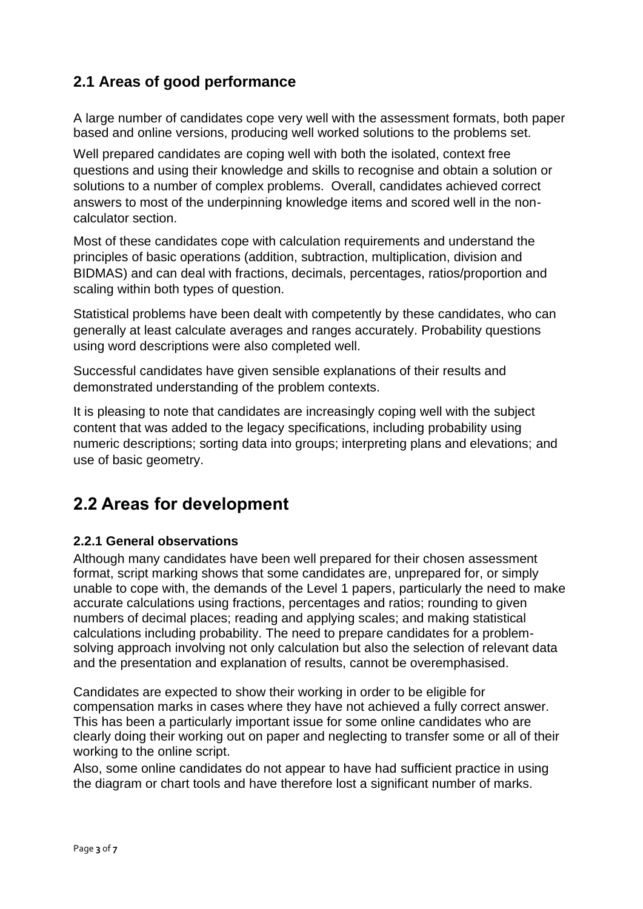## 2.1 Areas of good performance

A large number of candidates cope very well with the assessment formats, both paper based and online versions, producing well worked solutions to the problems set.

Well prepared candidates are coping well with both the isolated, context free questions and using their knowledge and skills to recognise and obtain a solution or solutions to a number of complex problems. Overall, candidates achieved correct answers to most of the underpinning knowledge items and scored well in the non-calculator section.

Most of these candidates cope with calculation requirements and understand the principles of basic operations (addition, subtraction, multiplication, division and BIDMAS) and can deal with fractions, decimals, percentages, ratios/proportion and scaling within both types of question.

Statistical problems have been dealt with competently by these candidates, who can generally at least calculate averages and ranges accurately. Probability questions using word descriptions were also completed well.

Successful candidates have given sensible explanations of their results and demonstrated understanding of the problem contexts.

It is pleasing to note that candidates are increasingly coping well with the subject content that was added to the legacy specifications, including probability using numeric descriptions; sorting data into groups; interpreting plans and elevations; and use of basic geometry.

# 2.2 Areas for development

### 2.2.1 General observations

Although many candidates have been well prepared for their chosen assessment format, script marking shows that some candidates are, unprepared for, or simply unable to cope with, the demands of the Level 1 papers, particularly the need to make accurate calculations using fractions, percentages and ratios; rounding to given numbers of decimal places; reading and applying scales; and making statistical calculations including probability. The need to prepare candidates for a problem-solving approach involving not only calculation but also the selection of relevant data and the presentation and explanation of results, cannot be overemphasised.

Candidates are expected to show their working in order to be eligible for compensation marks in cases where they have not achieved a fully correct answer. This has been a particularly important issue for some online candidates who are clearly doing their working out on paper and neglecting to transfer some or all of their working to the online script.

Also, some online candidates do not appear to have had sufficient practice in using the diagram or chart tools and have therefore lost a significant number of marks.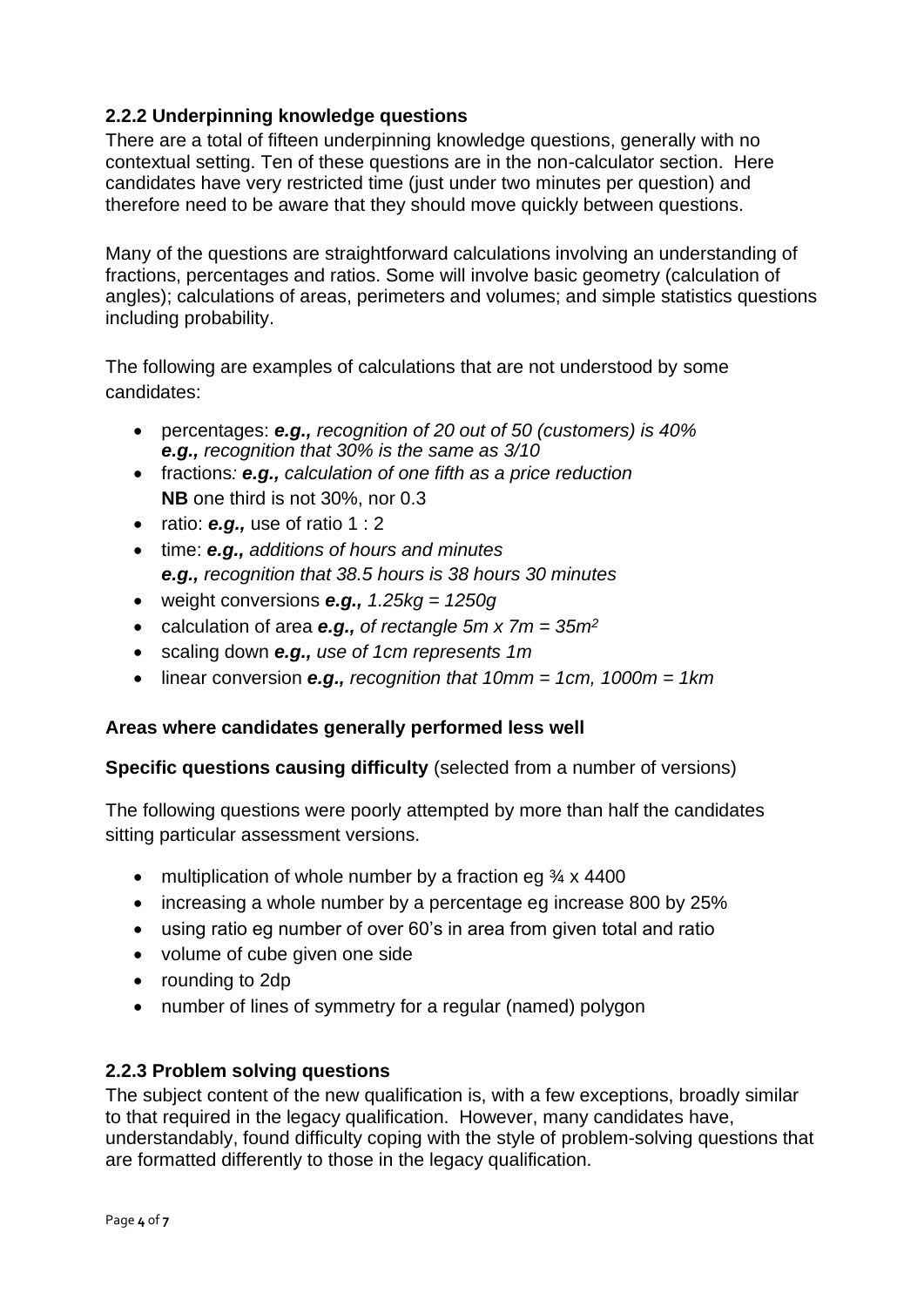### 2.2.2 Underpinning knowledge questions

There are a total of fifteen underpinning knowledge questions, generally with no contextual setting. Ten of these questions are in the non-calculator section. Here candidates have very restricted time (just under two minutes per question) and therefore need to be aware that they should move quickly between questions.

Many of the questions are straightforward calculations involving an understanding of fractions, percentages and ratios. Some will involve basic geometry (calculation of angles); calculations of areas, perimeters and volumes; and simple statistics questions including probability.

The following are examples of calculations that are not understood by some candidates:

- percentages: ***e.g.,*** *recognition of 20 out of 50 (customers) is 40%*
  ***e.g.,*** *recognition that 30% is the same as 3/10*
- fractions*:* ***e.g.,*** *calculation of one fifth as a price reduction*
  **NB** one third is not 30%, nor 0.3
- ratio: ***e.g.,*** use of ratio 1 : 2
- time: ***e.g.,*** *additions of hours and minutes*
  ***e.g.,*** *recognition that 38.5 hours is 38 hours 30 minutes*
- weight conversions ***e.g.,*** *1.25kg = 1250g*
- calculation of area ***e.g.,*** *of rectangle 5m x 7m = 35m$^2$*
- scaling down ***e.g.,*** *use of 1cm represents 1m*
- linear conversion ***e.g.,*** *recognition that 10mm = 1cm, 1000m = 1km*

**Areas where candidates generally performed less well**

**Specific questions causing difficulty** (selected from a number of versions)

The following questions were poorly attempted by more than half the candidates sitting particular assessment versions.

- multiplication of whole number by a fraction eg ¾ x 4400
- increasing a whole number by a percentage eg increase 800 by 25%
- using ratio eg number of over 60's in area from given total and ratio
- volume of cube given one side
- rounding to 2dp
- number of lines of symmetry for a regular (named) polygon

### 2.2.3 Problem solving questions

The subject content of the new qualification is, with a few exceptions, broadly similar to that required in the legacy qualification. However, many candidates have, understandably, found difficulty coping with the style of problem-solving questions that are formatted differently to those in the legacy qualification.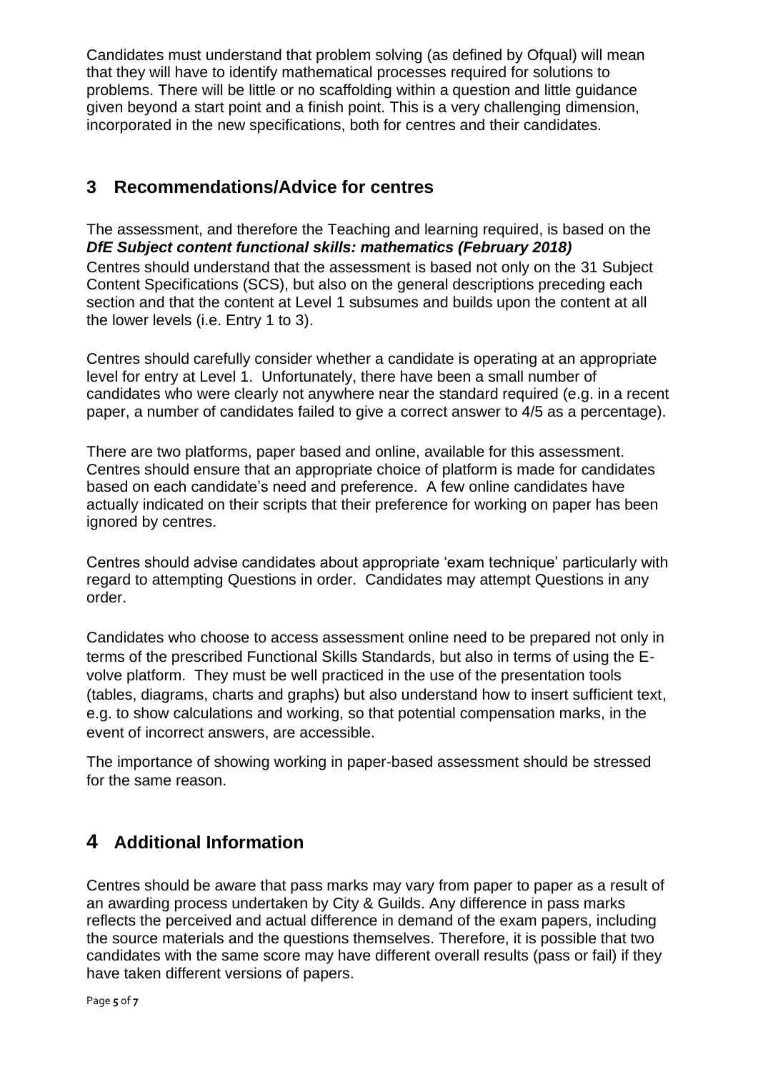Candidates must understand that problem solving (as defined by Ofqual) will mean that they will have to identify mathematical processes required for solutions to problems. There will be little or no scaffolding within a question and little guidance given beyond a start point and a finish point. This is a very challenging dimension, incorporated in the new specifications, both for centres and their candidates.

## 3 Recommendations/Advice for centres

The assessment, and therefore the Teaching and learning required, is based on the ***DfE Subject content functional skills: mathematics (February 2018)***

Centres should understand that the assessment is based not only on the 31 Subject Content Specifications (SCS), but also on the general descriptions preceding each section and that the content at Level 1 subsumes and builds upon the content at all the lower levels (i.e. Entry 1 to 3).

Centres should carefully consider whether a candidate is operating at an appropriate level for entry at Level 1. Unfortunately, there have been a small number of candidates who were clearly not anywhere near the standard required (e.g. in a recent paper, a number of candidates failed to give a correct answer to 4/5 as a percentage).

There are two platforms, paper based and online, available for this assessment. Centres should ensure that an appropriate choice of platform is made for candidates based on each candidate's need and preference. A few online candidates have actually indicated on their scripts that their preference for working on paper has been ignored by centres.

Centres should advise candidates about appropriate 'exam technique' particularly with regard to attempting Questions in order. Candidates may attempt Questions in any order.

Candidates who choose to access assessment online need to be prepared not only in terms of the prescribed Functional Skills Standards, but also in terms of using the E-volve platform. They must be well practiced in the use of the presentation tools (tables, diagrams, charts and graphs) but also understand how to insert sufficient text, e.g. to show calculations and working, so that potential compensation marks, in the event of incorrect answers, are accessible.

The importance of showing working in paper-based assessment should be stressed for the same reason.

## 4 Additional Information

Centres should be aware that pass marks may vary from paper to paper as a result of an awarding process undertaken by City & Guilds. Any difference in pass marks reflects the perceived and actual difference in demand of the exam papers, including the source materials and the questions themselves. Therefore, it is possible that two candidates with the same score may have different overall results (pass or fail) if they have taken different versions of papers.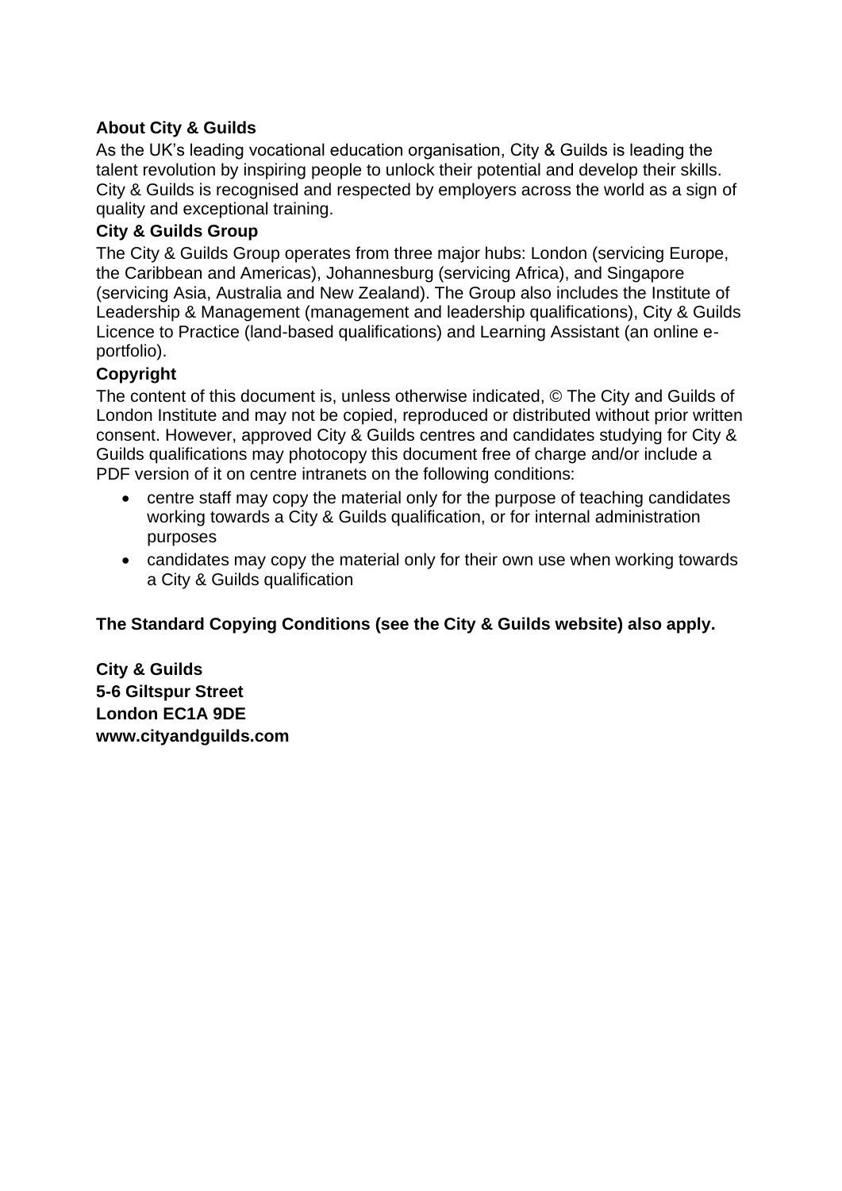**About City & Guilds**

As the UK's leading vocational education organisation, City & Guilds is leading the talent revolution by inspiring people to unlock their potential and develop their skills. City & Guilds is recognised and respected by employers across the world as a sign of quality and exceptional training.

**City & Guilds Group**

The City & Guilds Group operates from three major hubs: London (servicing Europe, the Caribbean and Americas), Johannesburg (servicing Africa), and Singapore (servicing Asia, Australia and New Zealand). The Group also includes the Institute of Leadership & Management (management and leadership qualifications), City & Guilds Licence to Practice (land-based qualifications) and Learning Assistant (an online e-portfolio).

**Copyright**

The content of this document is, unless otherwise indicated, © The City and Guilds of London Institute and may not be copied, reproduced or distributed without prior written consent. However, approved City & Guilds centres and candidates studying for City & Guilds qualifications may photocopy this document free of charge and/or include a PDF version of it on centre intranets on the following conditions:

- centre staff may copy the material only for the purpose of teaching candidates working towards a City & Guilds qualification, or for internal administration purposes
- candidates may copy the material only for their own use when working towards a City & Guilds qualification

**The Standard Copying Conditions (see the City & Guilds website) also apply.**

**City & Guilds**
**5-6 Giltspur Street**
**London EC1A 9DE**
**www.cityandguilds.com**